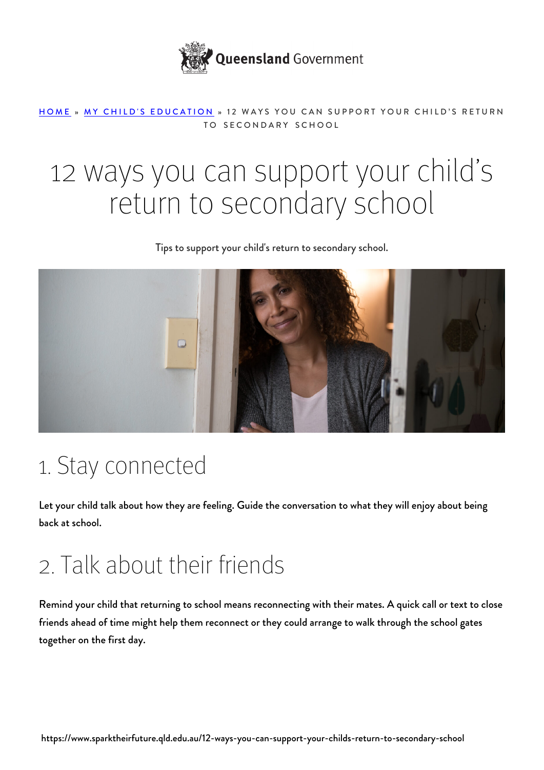Queensland Government

[HOME](#) » [MY CHILD'S EDUCATION](#) » 12 WAYS YOU CAN SUPPORT YOUR CHILD'S RETURN TO SECONDARY SCHOOL

# 12 ways you can support your child's return to secondary school

Tips to support your child's return to secondary school.

## 1. Stay connected

Let your child talk about how they are feeling. Guide the conversation to what they will enjoy about being back at school.

## 2. Talk about their friends

Remind your child that returning to school means reconnecting with their mates. A quick call or text to close friends ahead of time might help them reconnect or they could arrange to walk through the school gates together on the first day.

https://www.sparktheirfuture.qld.edu.au/12-ways-you-can-support-your-childs-return-to-secondary-school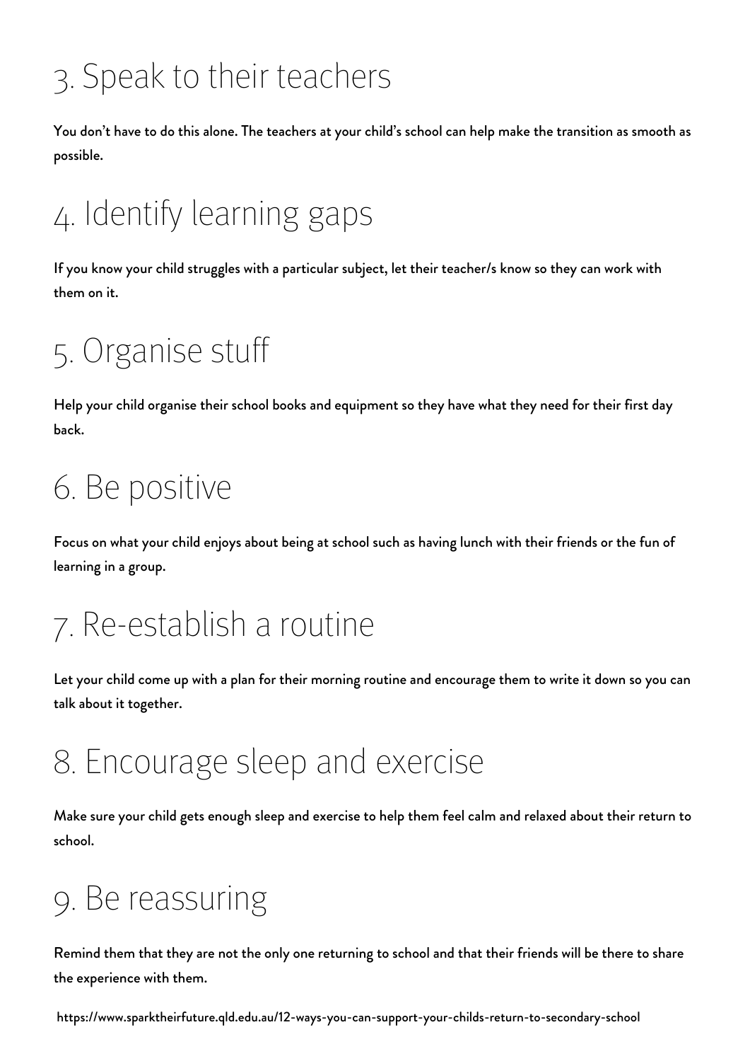## 3. Speak to their teachers

You don't have to do this alone. The teachers at your child's school can help make the transition as smooth as possible.

## 4. Identify learning gaps

If you know your child struggles with a particular subject, let their teacher/s know so they can work with them on it.

## 5. Organise stuff

Help your child organise their school books and equipment so they have what they need for their first day back.

## 6. Be positive

Focus on what your child enjoys about being at school such as having lunch with their friends or the fun of learning in a group.

## 7. Re-establish a routine

Let your child come up with a plan for their morning routine and encourage them to write it down so you can talk about it together.

## 8. Encourage sleep and exercise

Make sure your child gets enough sleep and exercise to help them feel calm and relaxed about their return to school.

## 9. Be reassuring

Remind them that they are not the only one returning to school and that their friends will be there to share the experience with them.

https://www.sparktheirfuture.qld.edu.au/12-ways-you-can-support-your-childs-return-to-secondary-school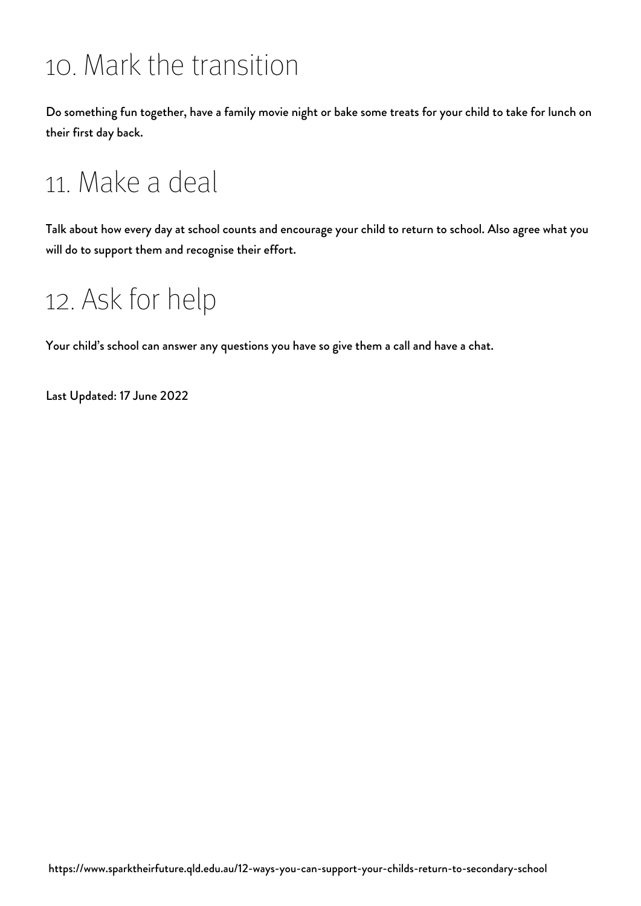## 10. Mark the transition

Do something fun together, have a family movie night or bake some treats for your child to take for lunch on their first day back.

## 11. Make a deal

Talk about how every day at school counts and encourage your child to return to school. Also agree what you will do to support them and recognise their effort.

## 12. Ask for help

Your child's school can answer any questions you have so give them a call and have a chat.

Last Updated: 17 June 2022

https://www.sparktheirfuture.qld.edu.au/12-ways-you-can-support-your-childs-return-to-secondary-school